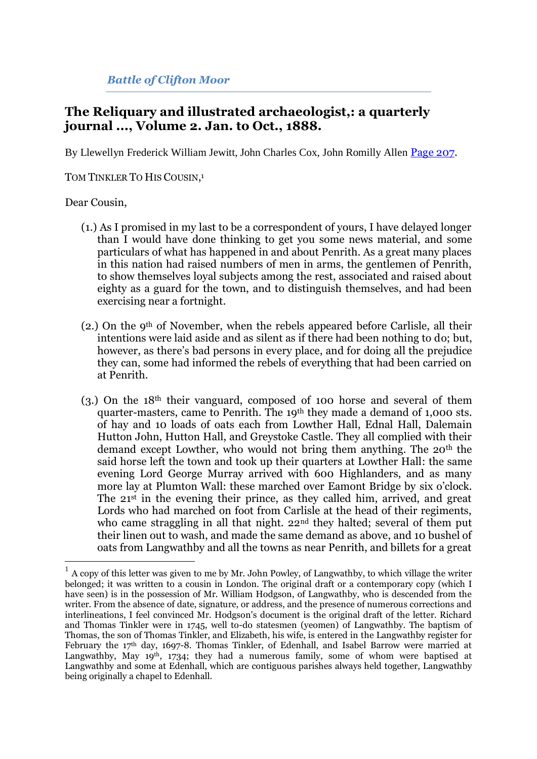*Battle of Clifton Moor*

## The Reliquary and illustrated archaeologist,: a quarterly journal ..., Volume 2. Jan. to Oct., 1888.

By Llewellyn Frederick William Jewitt, John Charles Cox, John Romilly Allen Page 207.

TOM TINKLER TO HIS COUSIN,[1]

Dear Cousin,

(1.) As I promised in my last to be a correspondent of yours, I have delayed longer than I would have done thinking to get you some news material, and some particulars of what has happened in and about Penrith. As a great many places in this nation had raised numbers of men in arms, the gentlemen of Penrith, to show themselves loyal subjects among the rest, associated and raised about eighty as a guard for the town, and to distinguish themselves, and had been exercising near a fortnight.

(2.) On the 9th of November, when the rebels appeared before Carlisle, all their intentions were laid aside and as silent as if there had been nothing to do; but, however, as there's bad persons in every place, and for doing all the prejudice they can, some had informed the rebels of everything that had been carried on at Penrith.

(3.) On the 18th their vanguard, composed of 100 horse and several of them quarter-masters, came to Penrith. The 19th they made a demand of 1,000 sts. of hay and 10 loads of oats each from Lowther Hall, Ednal Hall, Dalemain Hutton John, Hutton Hall, and Greystoke Castle. They all complied with their demand except Lowther, who would not bring them anything. The 20th the said horse left the town and took up their quarters at Lowther Hall: the same evening Lord George Murray arrived with 600 Highlanders, and as many more lay at Plumton Wall: these marched over Eamont Bridge by six o'clock. The 21st in the evening their prince, as they called him, arrived, and great Lords who had marched on foot from Carlisle at the head of their regiments, who came straggling in all that night. 22nd they halted; several of them put their linen out to wash, and made the same demand as above, and 10 bushel of oats from Langwathby and all the towns as near Penrith, and billets for a great

---

[1] A copy of this letter was given to me by Mr. John Powley, of Langwathby, to which village the writer belonged; it was written to a cousin in London. The original draft or a contemporary copy (which I have seen) is in the possession of Mr. William Hodgson, of Langwathby, who is descended from the writer. From the absence of date, signature, or address, and the presence of numerous corrections and interlineations, I feel convinced Mr. Hodgson's document is the original draft of the letter. Richard and Thomas Tinkler were in 1745, well to-do statesmen (yeomen) of Langwathby. The baptism of Thomas, the son of Thomas Tinkler, and Elizabeth, his wife, is entered in the Langwathby register for February the 17th day, 1697-8. Thomas Tinkler, of Edenhall, and Isabel Barrow were married at Langwathby, May 19th, 1734; they had a numerous family, some of whom were baptised at Langwathby and some at Edenhall, which are contiguous parishes always held together, Langwathby being originally a chapel to Edenhall.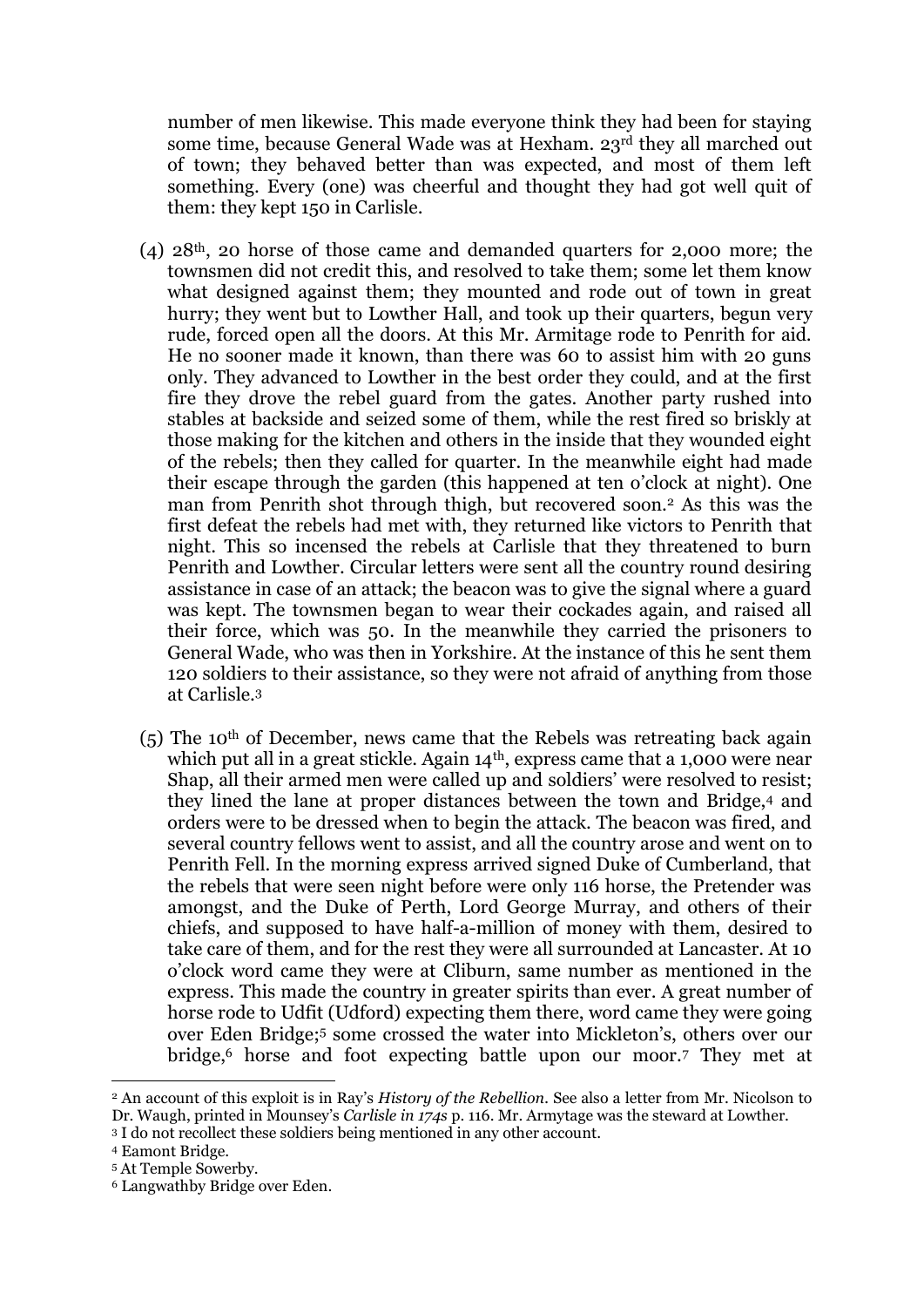number of men likewise. This made everyone think they had been for staying some time, because General Wade was at Hexham. 23rd they all marched out of town; they behaved better than was expected, and most of them left something. Every (one) was cheerful and thought they had got well quit of them: they kept 150 in Carlisle.

(4) 28th, 20 horse of those came and demanded quarters for 2,000 more; the townsmen did not credit this, and resolved to take them; some let them know what designed against them; they mounted and rode out of town in great hurry; they went but to Lowther Hall, and took up their quarters, begun very rude, forced open all the doors. At this Mr. Armitage rode to Penrith for aid. He no sooner made it known, than there was 60 to assist him with 20 guns only. They advanced to Lowther in the best order they could, and at the first fire they drove the rebel guard from the gates. Another party rushed into stables at backside and seized some of them, while the rest fired so briskly at those making for the kitchen and others in the inside that they wounded eight of the rebels; then they called for quarter. In the meanwhile eight had made their escape through the garden (this happened at ten o'clock at night). One man from Penrith shot through thigh, but recovered soon.[2] As this was the first defeat the rebels had met with, they returned like victors to Penrith that night. This so incensed the rebels at Carlisle that they threatened to burn Penrith and Lowther. Circular letters were sent all the country round desiring assistance in case of an attack; the beacon was to give the signal where a guard was kept. The townsmen began to wear their cockades again, and raised all their force, which was 50. In the meanwhile they carried the prisoners to General Wade, who was then in Yorkshire. At the instance of this he sent them 120 soldiers to their assistance, so they were not afraid of anything from those at Carlisle.[3]

(5) The 10th of December, news came that the Rebels was retreating back again which put all in a great stickle. Again 14th, express came that a 1,000 were near Shap, all their armed men were called up and soldiers' were resolved to resist; they lined the lane at proper distances between the town and Bridge,[4] and orders were to be dressed when to begin the attack. The beacon was fired, and several country fellows went to assist, and all the country arose and went on to Penrith Fell. In the morning express arrived signed Duke of Cumberland, that the rebels that were seen night before were only 116 horse, the Pretender was amongst, and the Duke of Perth, Lord George Murray, and others of their chiefs, and supposed to have half-a-million of money with them, desired to take care of them, and for the rest they were all surrounded at Lancaster. At 10 o'clock word came they were at Cliburn, same number as mentioned in the express. This made the country in greater spirits than ever. A great number of horse rode to Udfit (Udford) expecting them there, word came they were going over Eden Bridge;[5] some crossed the water into Mickleton's, others over our bridge,[6] horse and foot expecting battle upon our moor.[7] They met at

---

[2] An account of this exploit is in Ray's *History of the Rebellion*. See also a letter from Mr. Nicolson to Dr. Waugh, printed in Mounsey's *Carlisle in 1745* p. 116. Mr. Armytage was the steward at Lowther.

[3] I do not recollect these soldiers being mentioned in any other account.

[4] Eamont Bridge.

[5] At Temple Sowerby.

[6] Langwathby Bridge over Eden.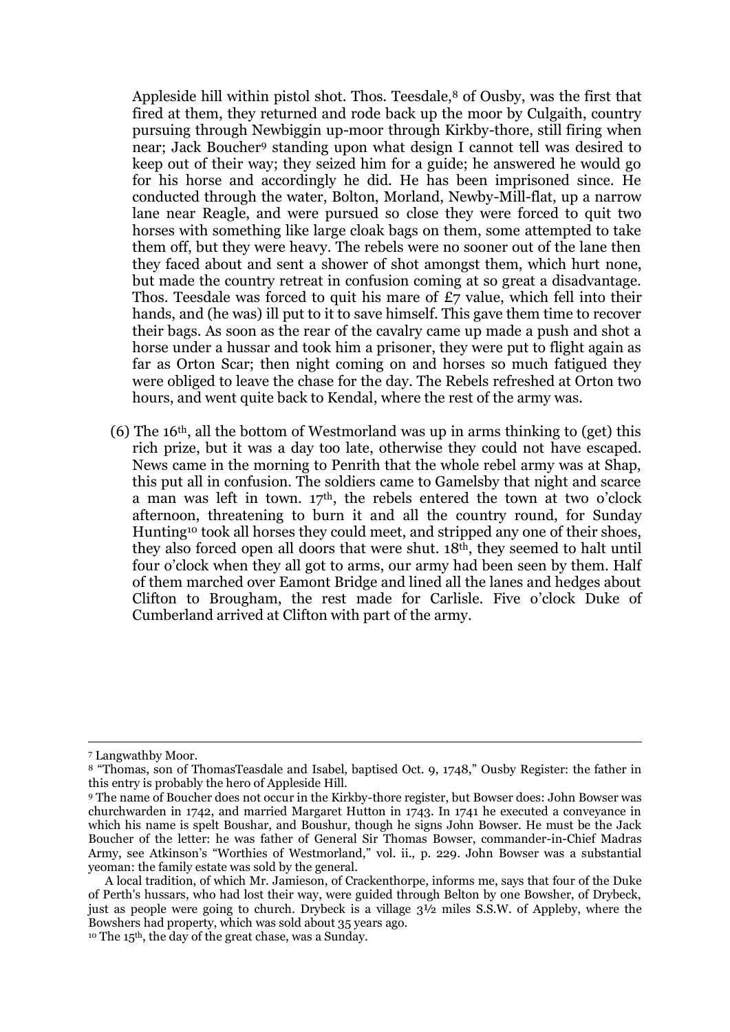Appleside hill within pistol shot. Thos. Teesdale,[8] of Ousby, was the first that fired at them, they returned and rode back up the moor by Culgaith, country pursuing through Newbiggin up-moor through Kirkby-thore, still firing when near; Jack Boucher[9] standing upon what design I cannot tell was desired to keep out of their way; they seized him for a guide; he answered he would go for his horse and accordingly he did. He has been imprisoned since. He conducted through the water, Bolton, Morland, Newby-Mill-flat, up a narrow lane near Reagle, and were pursued so close they were forced to quit two horses with something like large cloak bags on them, some attempted to take them off, but they were heavy. The rebels were no sooner out of the lane then they faced about and sent a shower of shot amongst them, which hurt none, but made the country retreat in confusion coming at so great a disadvantage. Thos. Teesdale was forced to quit his mare of £7 value, which fell into their hands, and (he was) ill put to it to save himself. This gave them time to recover their bags. As soon as the rear of the cavalry came up made a push and shot a horse under a hussar and took him a prisoner, they were put to flight again as far as Orton Scar; then night coming on and horses so much fatigued they were obliged to leave the chase for the day. The Rebels refreshed at Orton two hours, and went quite back to Kendal, where the rest of the army was.

(6) The 16th, all the bottom of Westmorland was up in arms thinking to (get) this rich prize, but it was a day too late, otherwise they could not have escaped. News came in the morning to Penrith that the whole rebel army was at Shap, this put all in confusion. The soldiers came to Gamelsby that night and scarce a man was left in town. 17th, the rebels entered the town at two o'clock afternoon, threatening to burn it and all the country round, for Sunday Hunting[10] took all horses they could meet, and stripped any one of their shoes, they also forced open all doors that were shut. 18th, they seemed to halt until four o'clock when they all got to arms, our army had been seen by them. Half of them marched over Eamont Bridge and lined all the lanes and hedges about Clifton to Brougham, the rest made for Carlisle. Five o'clock Duke of Cumberland arrived at Clifton with part of the army.

---

[7] Langwathby Moor.

[8] "Thomas, son of ThomasTeasdale and Isabel, baptised Oct. 9, 1748," Ousby Register: the father in this entry is probably the hero of Appleside Hill.

[9] The name of Boucher does not occur in the Kirkby-thore register, but Bowser does: John Bowser was churchwarden in 1742, and married Margaret Hutton in 1743. In 1741 he executed a conveyance in which his name is spelt Boushar, and Boushur, though he signs John Bowser. He must be the Jack Boucher of the letter: he was father of General Sir Thomas Bowser, commander-in-Chief Madras Army, see Atkinson's "Worthies of Westmorland," vol. ii., p. 229. John Bowser was a substantial yeoman: the family estate was sold by the general.

A local tradition, of which Mr. Jamieson, of Crackenthorpe, informs me, says that four of the Duke of Perth's hussars, who had lost their way, were guided through Belton by one Bowsher, of Drybeck, just as people were going to church. Drybeck is a village 3½ miles S.S.W. of Appleby, where the Bowshers had property, which was sold about 35 years ago.

[10] The 15th, the day of the great chase, was a Sunday.